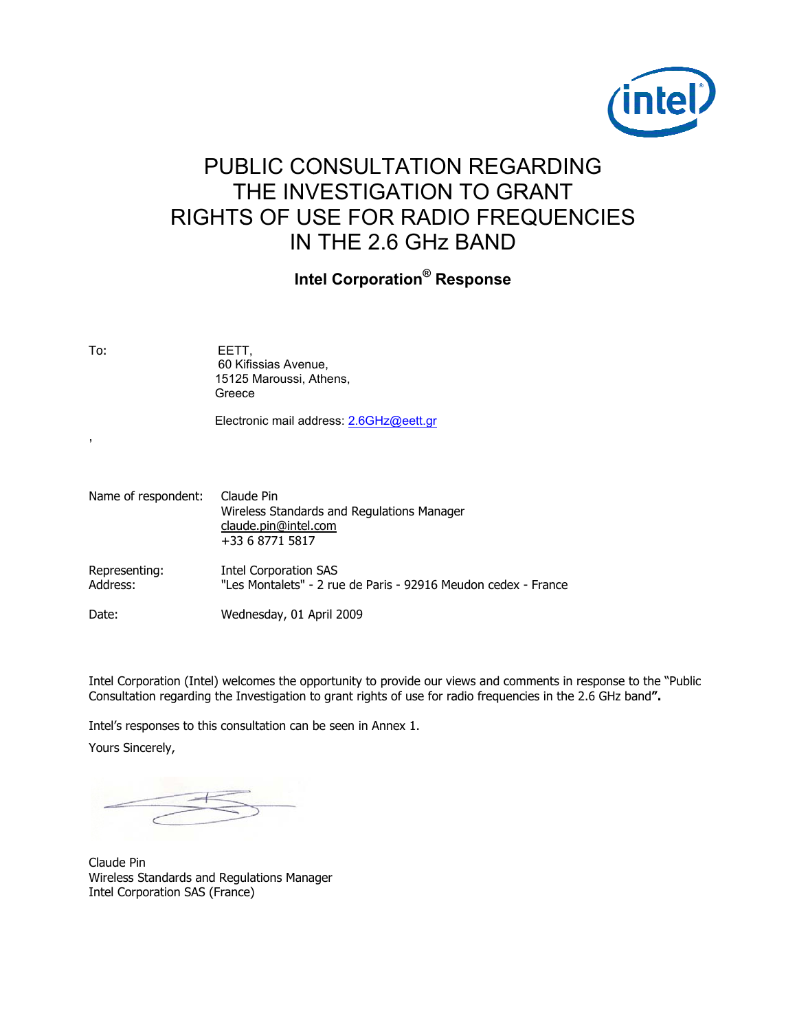# PUBLIC CONSULTATION REGARDING THE INVESTIGATION TO GRANT RIGHTS OF USE FOR RADIO FREQUENCIES IN THE 2.6 GHz BAND

## Intel Corporation® Response

To: EETT,
60 Kifissias Avenue,
15125 Maroussi, Athens,
Greece

Electronic mail address: 2.6GHz@eett.gr

,

Name of respondent: Claude Pin
Wireless Standards and Regulations Manager
claude.pin@intel.com
+33 6 8771 5817

Representing: Intel Corporation SAS
Address: "Les Montalets" - 2 rue de Paris - 92916 Meudon cedex - France

Date: Wednesday, 01 April 2009

Intel Corporation (Intel) welcomes the opportunity to provide our views and comments in response to the "Public Consultation regarding the Investigation to grant rights of use for radio frequencies in the 2.6 GHz band**".**

Intel's responses to this consultation can be seen in Annex 1.

Yours Sincerely,

Claude Pin
Wireless Standards and Regulations Manager
Intel Corporation SAS (France)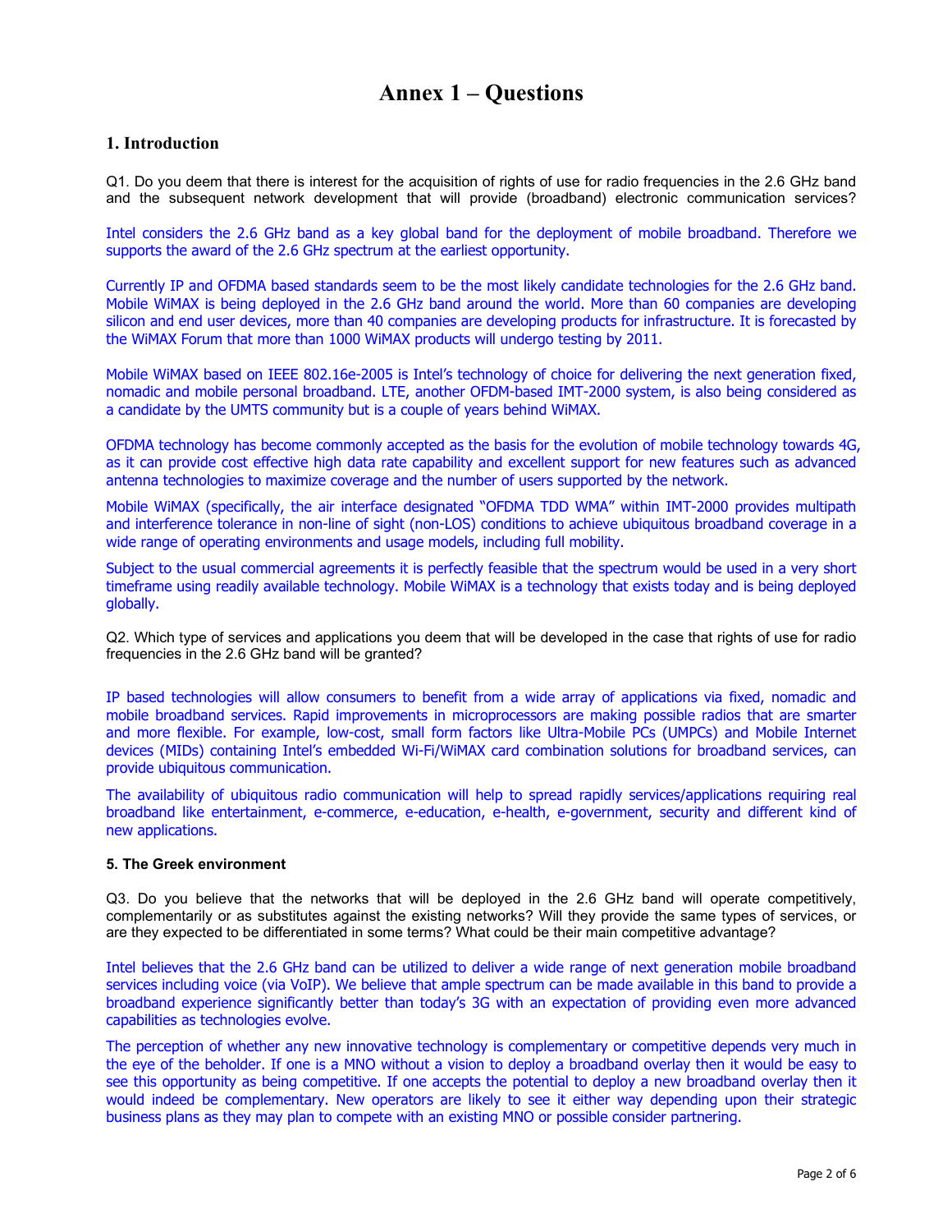# Annex 1 – Questions

## 1. Introduction

Q1. Do you deem that there is interest for the acquisition of rights of use for radio frequencies in the 2.6 GHz band and the subsequent network development that will provide (broadband) electronic communication services?

Intel considers the 2.6 GHz band as a key global band for the deployment of mobile broadband. Therefore we supports the award of the 2.6 GHz spectrum at the earliest opportunity.

Currently IP and OFDMA based standards seem to be the most likely candidate technologies for the 2.6 GHz band. Mobile WiMAX is being deployed in the 2.6 GHz band around the world. More than 60 companies are developing silicon and end user devices, more than 40 companies are developing products for infrastructure. It is forecasted by the WiMAX Forum that more than 1000 WiMAX products will undergo testing by 2011.

Mobile WiMAX based on IEEE 802.16e-2005 is Intel's technology of choice for delivering the next generation fixed, nomadic and mobile personal broadband. LTE, another OFDM-based IMT-2000 system, is also being considered as a candidate by the UMTS community but is a couple of years behind WiMAX.

OFDMA technology has become commonly accepted as the basis for the evolution of mobile technology towards 4G, as it can provide cost effective high data rate capability and excellent support for new features such as advanced antenna technologies to maximize coverage and the number of users supported by the network.

Mobile WiMAX (specifically, the air interface designated "OFDMA TDD WMA" within IMT-2000 provides multipath and interference tolerance in non-line of sight (non-LOS) conditions to achieve ubiquitous broadband coverage in a wide range of operating environments and usage models, including full mobility.

Subject to the usual commercial agreements it is perfectly feasible that the spectrum would be used in a very short timeframe using readily available technology. Mobile WiMAX is a technology that exists today and is being deployed globally.

Q2. Which type of services and applications you deem that will be developed in the case that rights of use for radio frequencies in the 2.6 GHz band will be granted?

IP based technologies will allow consumers to benefit from a wide array of applications via fixed, nomadic and mobile broadband services. Rapid improvements in microprocessors are making possible radios that are smarter and more flexible. For example, low-cost, small form factors like Ultra-Mobile PCs (UMPCs) and Mobile Internet devices (MIDs) containing Intel's embedded Wi-Fi/WiMAX card combination solutions for broadband services, can provide ubiquitous communication.

The availability of ubiquitous radio communication will help to spread rapidly services/applications requiring real broadband like entertainment, e-commerce, e-education, e-health, e-government, security and different kind of new applications.

### 5. The Greek environment

Q3. Do you believe that the networks that will be deployed in the 2.6 GHz band will operate competitively, complementarily or as substitutes against the existing networks? Will they provide the same types of services, or are they expected to be differentiated in some terms? What could be their main competitive advantage?

Intel believes that the 2.6 GHz band can be utilized to deliver a wide range of next generation mobile broadband services including voice (via VoIP). We believe that ample spectrum can be made available in this band to provide a broadband experience significantly better than today's 3G with an expectation of providing even more advanced capabilities as technologies evolve.

The perception of whether any new innovative technology is complementary or competitive depends very much in the eye of the beholder. If one is a MNO without a vision to deploy a broadband overlay then it would be easy to see this opportunity as being competitive. If one accepts the potential to deploy a new broadband overlay then it would indeed be complementary. New operators are likely to see it either way depending upon their strategic business plans as they may plan to compete with an existing MNO or possible consider partnering.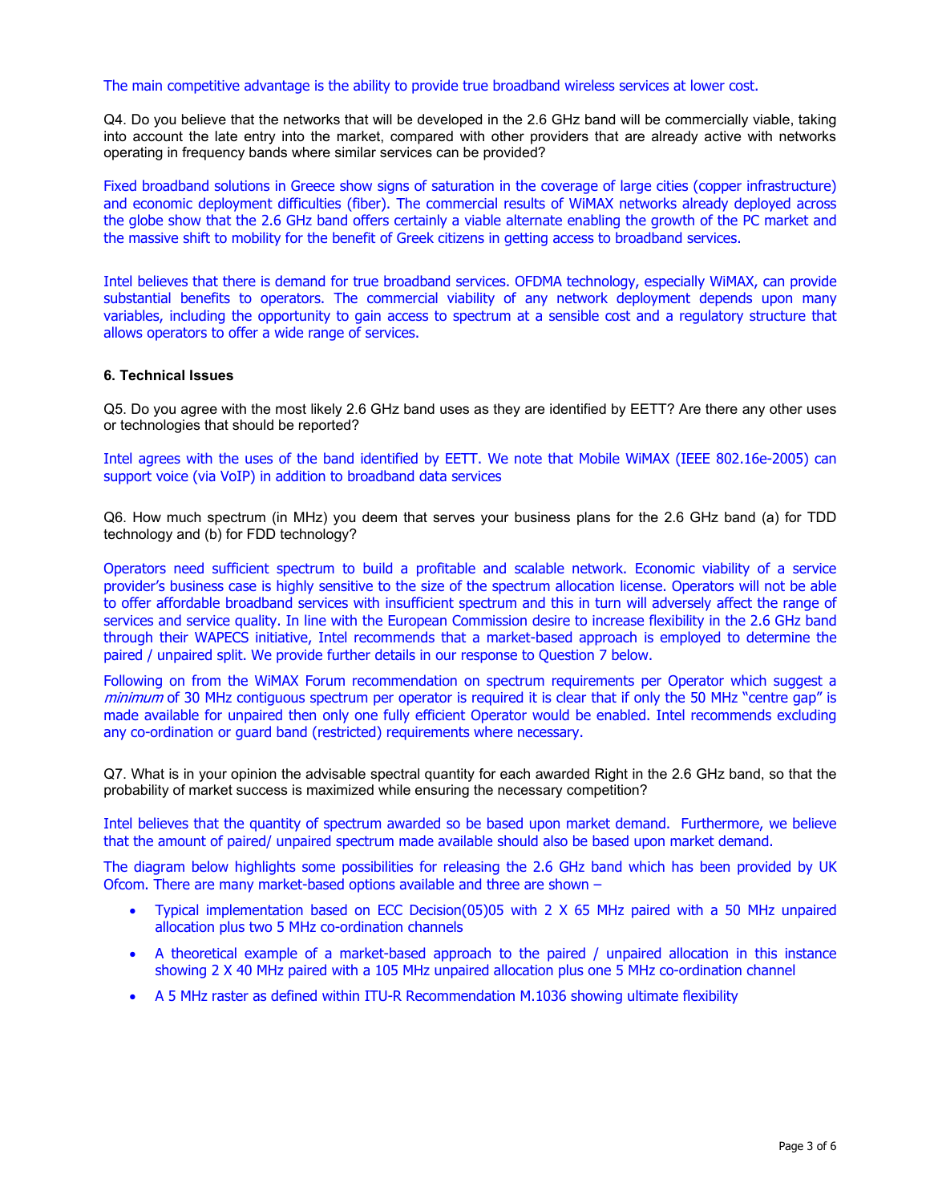The main competitive advantage is the ability to provide true broadband wireless services at lower cost.

Q4. Do you believe that the networks that will be developed in the 2.6 GHz band will be commercially viable, taking into account the late entry into the market, compared with other providers that are already active with networks operating in frequency bands where similar services can be provided?

Fixed broadband solutions in Greece show signs of saturation in the coverage of large cities (copper infrastructure) and economic deployment difficulties (fiber). The commercial results of WiMAX networks already deployed across the globe show that the 2.6 GHz band offers certainly a viable alternate enabling the growth of the PC market and the massive shift to mobility for the benefit of Greek citizens in getting access to broadband services.

Intel believes that there is demand for true broadband services. OFDMA technology, especially WiMAX, can provide substantial benefits to operators. The commercial viability of any network deployment depends upon many variables, including the opportunity to gain access to spectrum at a sensible cost and a regulatory structure that allows operators to offer a wide range of services.

### 6. Technical Issues

Q5. Do you agree with the most likely 2.6 GHz band uses as they are identified by EETT? Are there any other uses or technologies that should be reported?

Intel agrees with the uses of the band identified by EETT. We note that Mobile WiMAX (IEEE 802.16e-2005) can support voice (via VoIP) in addition to broadband data services

Q6. How much spectrum (in MHz) you deem that serves your business plans for the 2.6 GHz band (a) for TDD technology and (b) for FDD technology?

Operators need sufficient spectrum to build a profitable and scalable network. Economic viability of a service provider's business case is highly sensitive to the size of the spectrum allocation license. Operators will not be able to offer affordable broadband services with insufficient spectrum and this in turn will adversely affect the range of services and service quality. In line with the European Commission desire to increase flexibility in the 2.6 GHz band through their WAPECS initiative, Intel recommends that a market-based approach is employed to determine the paired / unpaired split. We provide further details in our response to Question 7 below.

Following on from the WiMAX Forum recommendation on spectrum requirements per Operator which suggest a *minimum* of 30 MHz contiguous spectrum per operator is required it is clear that if only the 50 MHz "centre gap" is made available for unpaired then only one fully efficient Operator would be enabled. Intel recommends excluding any co-ordination or guard band (restricted) requirements where necessary.

Q7. What is in your opinion the advisable spectral quantity for each awarded Right in the 2.6 GHz band, so that the probability of market success is maximized while ensuring the necessary competition?

Intel believes that the quantity of spectrum awarded so be based upon market demand. Furthermore, we believe that the amount of paired/ unpaired spectrum made available should also be based upon market demand.

The diagram below highlights some possibilities for releasing the 2.6 GHz band which has been provided by UK Ofcom. There are many market-based options available and three are shown –

- Typical implementation based on ECC Decision(05)05 with 2 X 65 MHz paired with a 50 MHz unpaired allocation plus two 5 MHz co-ordination channels
- A theoretical example of a market-based approach to the paired / unpaired allocation in this instance showing 2 X 40 MHz paired with a 105 MHz unpaired allocation plus one 5 MHz co-ordination channel
- A 5 MHz raster as defined within ITU-R Recommendation M.1036 showing ultimate flexibility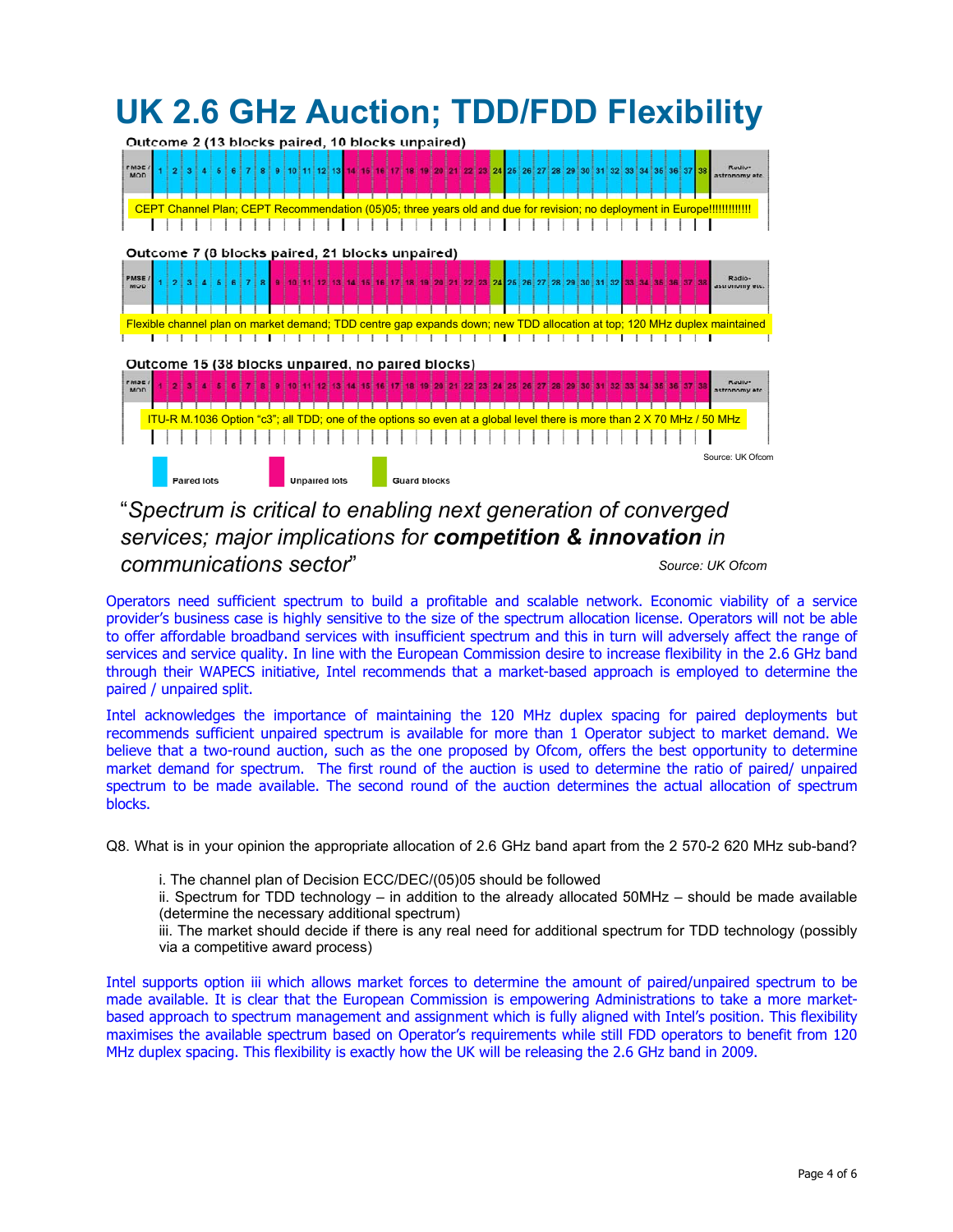# UK 2.6 GHz Auction; TDD/FDD Flexibility

**Outcome 2 (13 blocks paired, 10 blocks unpaired)**

CEPT Channel Plan; CEPT Recommendation (05)05; three years old and due for revision; no deployment in Europe!!!!!!!!!!!!!

**Outcome 7 (8 blocks paired, 21 blocks unpaired)**

Flexible channel plan on market demand; TDD centre gap expands down; new TDD allocation at top; 120 MHz duplex maintained

**Outcome 15 (38 blocks unpaired, no paired blocks)**

ITU-R M.1036 Option "c3"; all TDD; one of the options so even at a global level there is more than 2 X 70 MHz / 50 MHz

Paired lots — Unpaired lots — Guard blocks

Source: UK Ofcom

"*Spectrum is critical to enabling next generation of converged services; major implications for **competition & innovation** in communications sector*"

Source: UK Ofcom

Operators need sufficient spectrum to build a profitable and scalable network. Economic viability of a service provider's business case is highly sensitive to the size of the spectrum allocation license. Operators will not be able to offer affordable broadband services with insufficient spectrum and this in turn will adversely affect the range of services and service quality. In line with the European Commission desire to increase flexibility in the 2.6 GHz band through their WAPECS initiative, Intel recommends that a market-based approach is employed to determine the paired / unpaired split.

Intel acknowledges the importance of maintaining the 120 MHz duplex spacing for paired deployments but recommends sufficient unpaired spectrum is available for more than 1 Operator subject to market demand. We believe that a two-round auction, such as the one proposed by Ofcom, offers the best opportunity to determine market demand for spectrum. The first round of the auction is used to determine the ratio of paired/ unpaired spectrum to be made available. The second round of the auction determines the actual allocation of spectrum blocks.

Q8. What is in your opinion the appropriate allocation of 2.6 GHz band apart from the 2 570-2 620 MHz sub-band?

i. The channel plan of Decision ECC/DEC/(05)05 should be followed
ii. Spectrum for TDD technology – in addition to the already allocated 50MHz – should be made available (determine the necessary additional spectrum)
iii. The market should decide if there is any real need for additional spectrum for TDD technology (possibly via a competitive award process)

Intel supports option iii which allows market forces to determine the amount of paired/unpaired spectrum to be made available. It is clear that the European Commission is empowering Administrations to take a more market-based approach to spectrum management and assignment which is fully aligned with Intel's position. This flexibility maximises the available spectrum based on Operator's requirements while still FDD operators to benefit from 120 MHz duplex spacing. This flexibility is exactly how the UK will be releasing the 2.6 GHz band in 2009.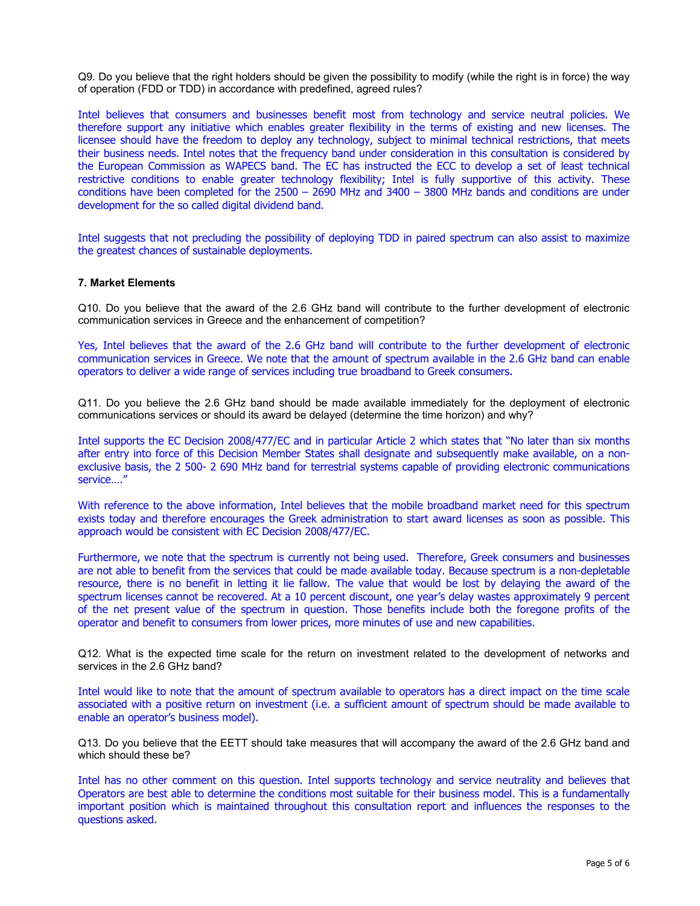Q9. Do you believe that the right holders should be given the possibility to modify (while the right is in force) the way of operation (FDD or TDD) in accordance with predefined, agreed rules?

Intel believes that consumers and businesses benefit most from technology and service neutral policies. We therefore support any initiative which enables greater flexibility in the terms of existing and new licenses. The licensee should have the freedom to deploy any technology, subject to minimal technical restrictions, that meets their business needs. Intel notes that the frequency band under consideration in this consultation is considered by the European Commission as WAPECS band. The EC has instructed the ECC to develop a set of least technical restrictive conditions to enable greater technology flexibility; Intel is fully supportive of this activity. These conditions have been completed for the 2500 – 2690 MHz and 3400 – 3800 MHz bands and conditions are under development for the so called digital dividend band.

Intel suggests that not precluding the possibility of deploying TDD in paired spectrum can also assist to maximize the greatest chances of sustainable deployments.

### 7. Market Elements

Q10. Do you believe that the award of the 2.6 GHz band will contribute to the further development of electronic communication services in Greece and the enhancement of competition?

Yes, Intel believes that the award of the 2.6 GHz band will contribute to the further development of electronic communication services in Greece. We note that the amount of spectrum available in the 2.6 GHz band can enable operators to deliver a wide range of services including true broadband to Greek consumers.

Q11. Do you believe the 2.6 GHz band should be made available immediately for the deployment of electronic communications services or should its award be delayed (determine the time horizon) and why?

Intel supports the EC Decision 2008/477/EC and in particular Article 2 which states that "No later than six months after entry into force of this Decision Member States shall designate and subsequently make available, on a non-exclusive basis, the 2 500- 2 690 MHz band for terrestrial systems capable of providing electronic communications service…."

With reference to the above information, Intel believes that the mobile broadband market need for this spectrum exists today and therefore encourages the Greek administration to start award licenses as soon as possible. This approach would be consistent with EC Decision 2008/477/EC.

Furthermore, we note that the spectrum is currently not being used. Therefore, Greek consumers and businesses are not able to benefit from the services that could be made available today. Because spectrum is a non-depletable resource, there is no benefit in letting it lie fallow. The value that would be lost by delaying the award of the spectrum licenses cannot be recovered. At a 10 percent discount, one year's delay wastes approximately 9 percent of the net present value of the spectrum in question. Those benefits include both the foregone profits of the operator and benefit to consumers from lower prices, more minutes of use and new capabilities.

Q12. What is the expected time scale for the return on investment related to the development of networks and services in the 2.6 GHz band?

Intel would like to note that the amount of spectrum available to operators has a direct impact on the time scale associated with a positive return on investment (i.e. a sufficient amount of spectrum should be made available to enable an operator's business model).

Q13. Do you believe that the EETT should take measures that will accompany the award of the 2.6 GHz band and which should these be?

Intel has no other comment on this question. Intel supports technology and service neutrality and believes that Operators are best able to determine the conditions most suitable for their business model. This is a fundamentally important position which is maintained throughout this consultation report and influences the responses to the questions asked.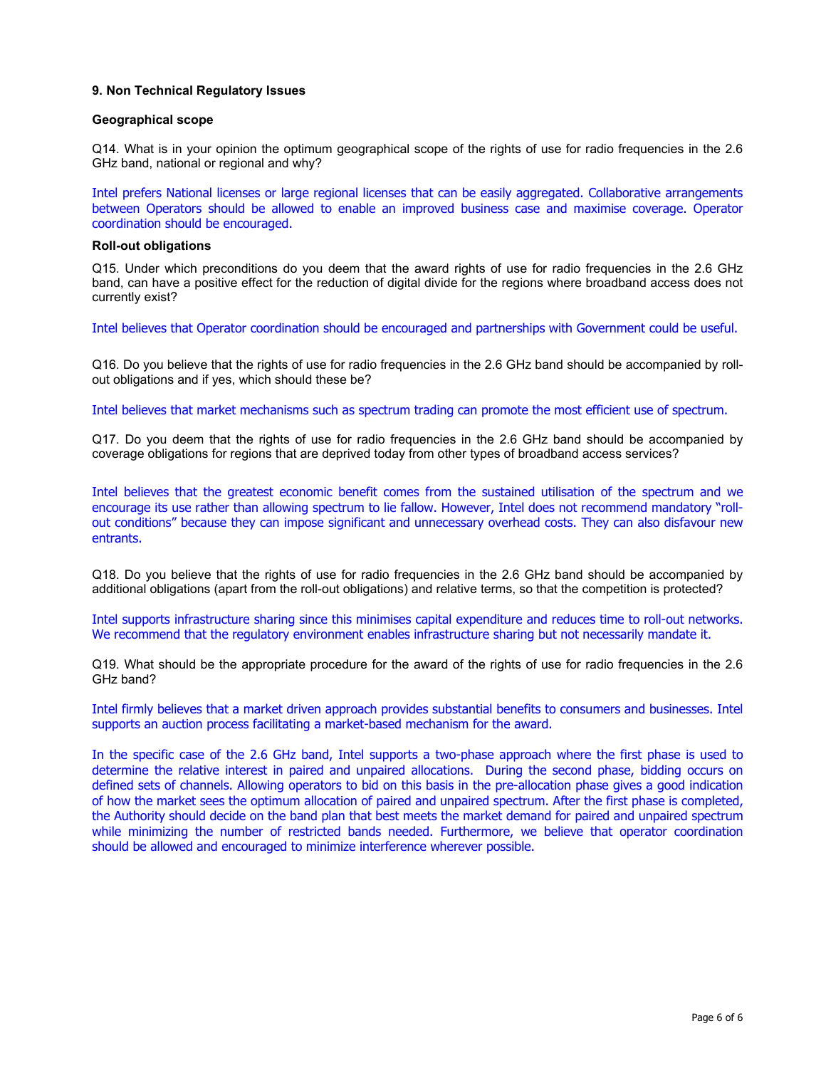## 9. Non Technical Regulatory Issues

### Geographical scope

Q14. What is in your opinion the optimum geographical scope of the rights of use for radio frequencies in the 2.6 GHz band, national or regional and why?

Intel prefers National licenses or large regional licenses that can be easily aggregated. Collaborative arrangements between Operators should be allowed to enable an improved business case and maximise coverage. Operator coordination should be encouraged.

### Roll-out obligations

Q15. Under which preconditions do you deem that the award rights of use for radio frequencies in the 2.6 GHz band, can have a positive effect for the reduction of digital divide for the regions where broadband access does not currently exist?

Intel believes that Operator coordination should be encouraged and partnerships with Government could be useful.

Q16. Do you believe that the rights of use for radio frequencies in the 2.6 GHz band should be accompanied by roll-out obligations and if yes, which should these be?

Intel believes that market mechanisms such as spectrum trading can promote the most efficient use of spectrum.

Q17. Do you deem that the rights of use for radio frequencies in the 2.6 GHz band should be accompanied by coverage obligations for regions that are deprived today from other types of broadband access services?

Intel believes that the greatest economic benefit comes from the sustained utilisation of the spectrum and we encourage its use rather than allowing spectrum to lie fallow. However, Intel does not recommend mandatory "roll-out conditions" because they can impose significant and unnecessary overhead costs. They can also disfavour new entrants.

Q18. Do you believe that the rights of use for radio frequencies in the 2.6 GHz band should be accompanied by additional obligations (apart from the roll-out obligations) and relative terms, so that the competition is protected?

Intel supports infrastructure sharing since this minimises capital expenditure and reduces time to roll-out networks. We recommend that the regulatory environment enables infrastructure sharing but not necessarily mandate it.

Q19. What should be the appropriate procedure for the award of the rights of use for radio frequencies in the 2.6 GHz band?

Intel firmly believes that a market driven approach provides substantial benefits to consumers and businesses. Intel supports an auction process facilitating a market-based mechanism for the award.

In the specific case of the 2.6 GHz band, Intel supports a two-phase approach where the first phase is used to determine the relative interest in paired and unpaired allocations. During the second phase, bidding occurs on defined sets of channels. Allowing operators to bid on this basis in the pre-allocation phase gives a good indication of how the market sees the optimum allocation of paired and unpaired spectrum. After the first phase is completed, the Authority should decide on the band plan that best meets the market demand for paired and unpaired spectrum while minimizing the number of restricted bands needed. Furthermore, we believe that operator coordination should be allowed and encouraged to minimize interference wherever possible.